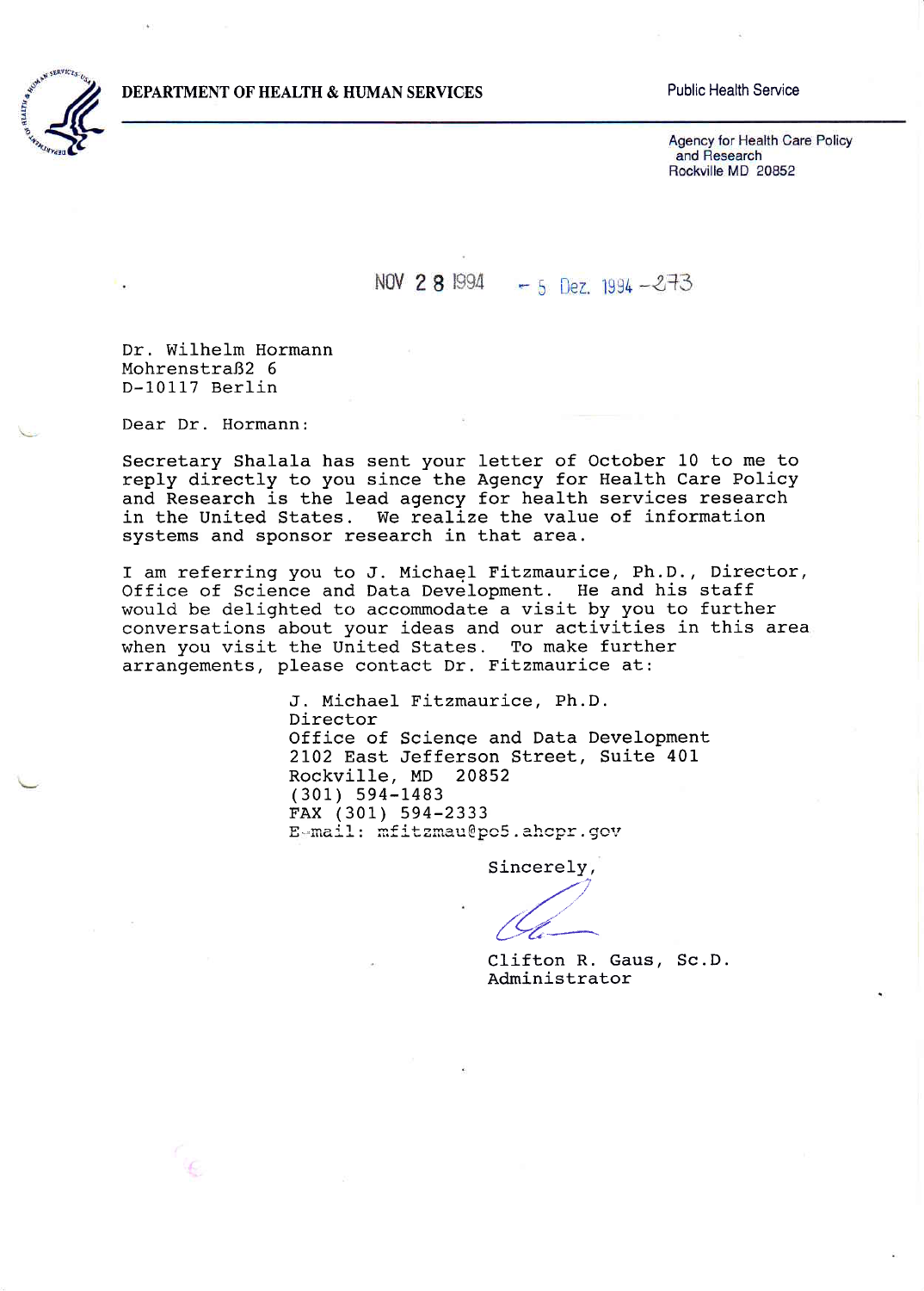DEPARTMENT OF HEALTH & HUMAN SERVICES

Public Health Service

Agency for Health Care Policy and Research
Rockville MD 20852

NOV 28 1994 - 5 Dez. 1994 - 273

Dr. Wilhelm Hormann
Mohrenstraß2 6
D-10117 Berlin

Dear Dr. Hormann:

Secretary Shalala has sent your letter of October 10 to me to reply directly to you since the Agency for Health Care Policy and Research is the lead agency for health services research in the United States. We realize the value of information systems and sponsor research in that area.

I am referring you to J. Michael Fitzmaurice, Ph.D., Director, Office of Science and Data Development. He and his staff would be delighted to accommodate a visit by you to further conversations about your ideas and our activities in this area when you visit the United States. To make further arrangements, please contact Dr. Fitzmaurice at:

J. Michael Fitzmaurice, Ph.D.
Director
Office of Science and Data Development
2102 East Jefferson Street, Suite 401
Rockville, MD 20852
(301) 594-1483
FAX (301) 594-2333
E-mail: mfitzmau@po5.ahcpr.gov

Sincerely,

Clifton R. Gaus, Sc.D.
Administrator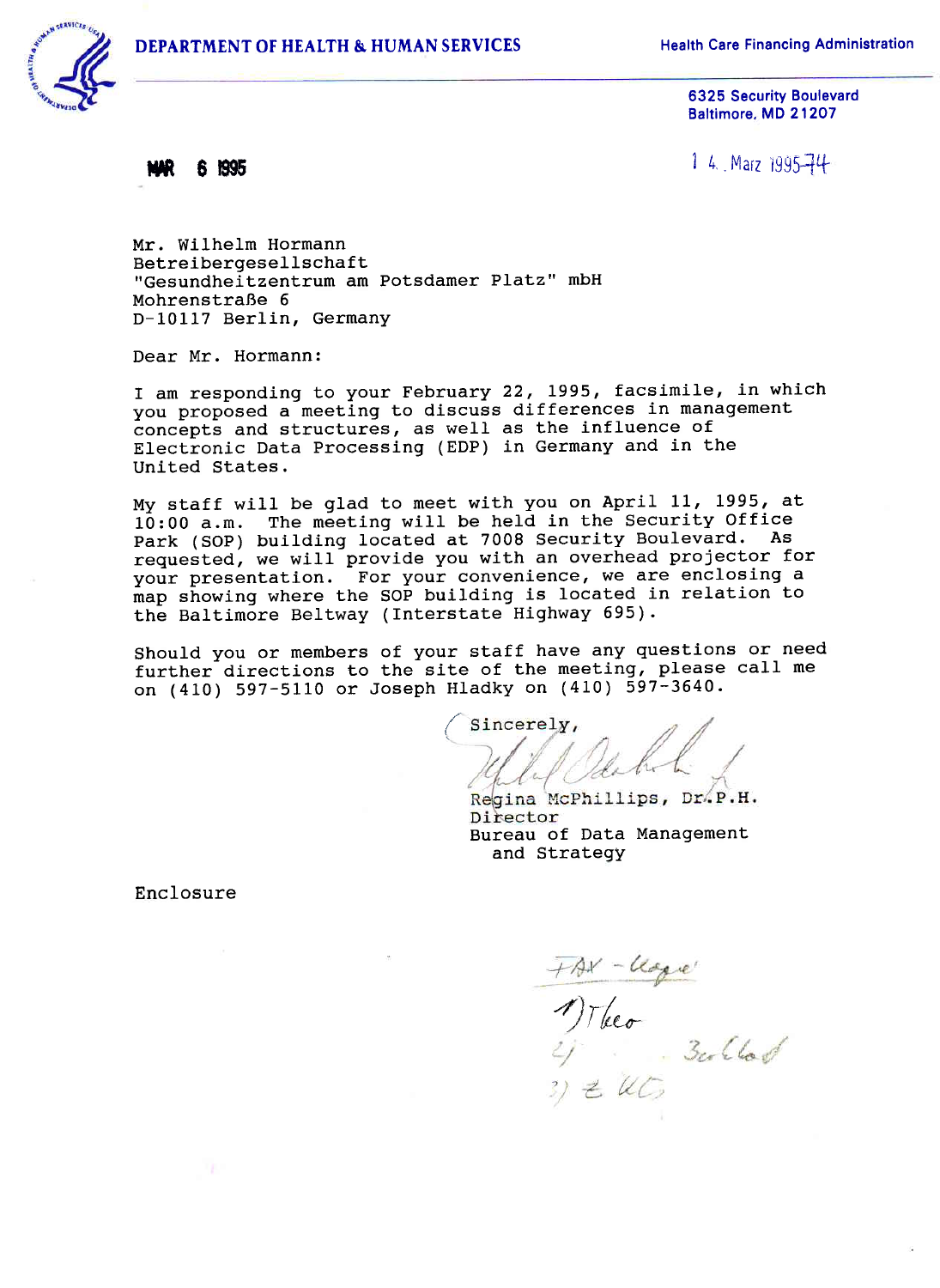**DEPARTMENT OF HEALTH & HUMAN SERVICES** — Health Care Financing Administration

6325 Security Boulevard
Baltimore, MD 21207

MAR 6 1995

14. März 1995

Mr. Wilhelm Hormann
Betreibergesellschaft
"Gesundheitzentrum am Potsdamer Platz" mbH
Mohrenstraße 6
D-10117 Berlin, Germany

Dear Mr. Hormann:

I am responding to your February 22, 1995, facsimile, in which you proposed a meeting to discuss differences in management concepts and structures, as well as the influence of Electronic Data Processing (EDP) in Germany and in the United States.

My staff will be glad to meet with you on April 11, 1995, at 10:00 a.m. The meeting will be held in the Security Office Park (SOP) building located at 7008 Security Boulevard. As requested, we will provide you with an overhead projector for your presentation. For your convenience, we are enclosing a map showing where the SOP building is located in relation to the Baltimore Beltway (Interstate Highway 695).

Should you or members of your staff have any questions or need further directions to the site of the meeting, please call me on (410) 597-5110 or Joseph Hladky on (410) 597-3640.

Sincerely,

Regina McPhillips, Dr.P.H.
Director
Bureau of Data Management
and Strategy

Enclosure

FAX - Kopie
1) Theo
2) Zeitblatt
3) z.U.